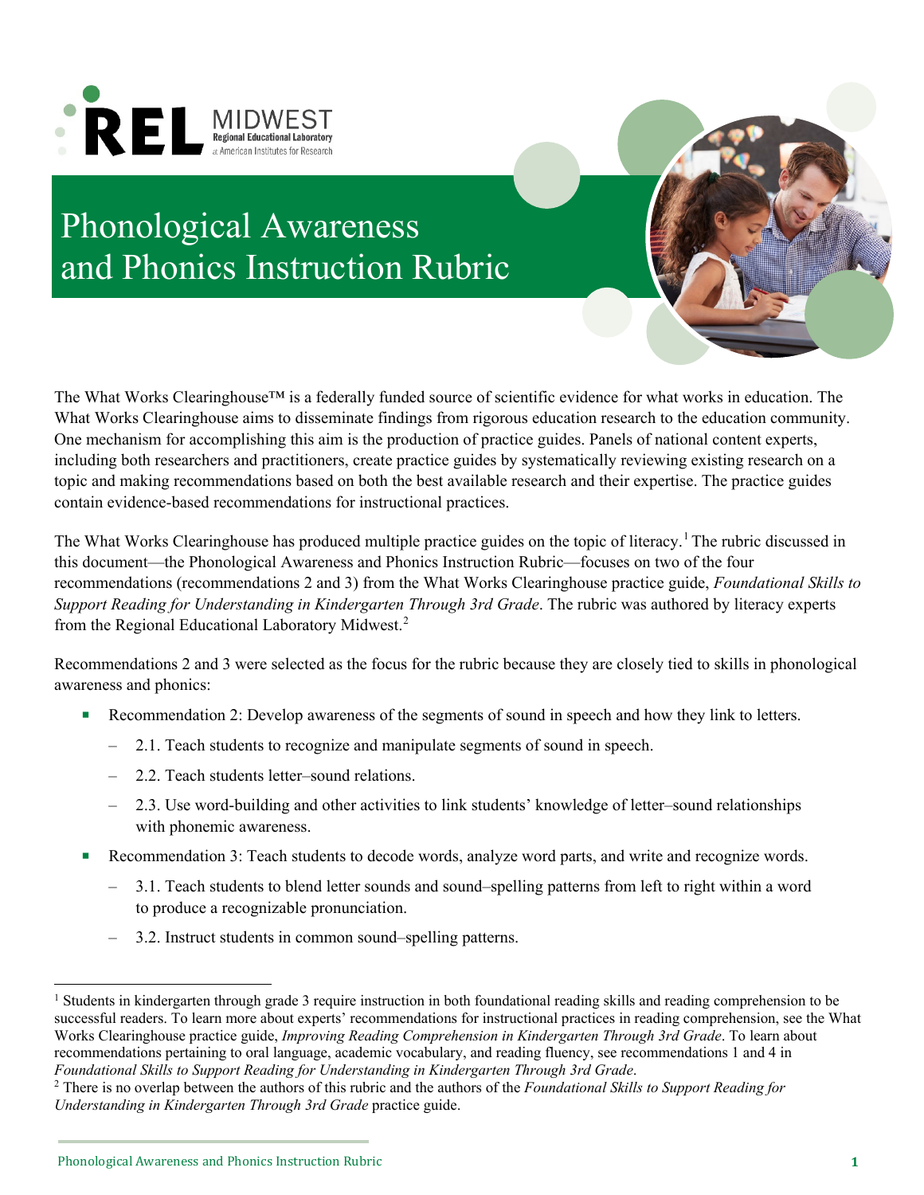REL MIDWEST
Regional Educational Laboratory at American Institutes for Research

# Phonological Awareness and Phonics Instruction Rubric

The What Works Clearinghouse™ is a federally funded source of scientific evidence for what works in education. The What Works Clearinghouse aims to disseminate findings from rigorous education research to the education community. One mechanism for accomplishing this aim is the production of practice guides. Panels of national content experts, including both researchers and practitioners, create practice guides by systematically reviewing existing research on a topic and making recommendations based on both the best available research and their expertise. The practice guides contain evidence-based recommendations for instructional practices.

The What Works Clearinghouse has produced multiple practice guides on the topic of literacy.[1] The rubric discussed in this document—the Phonological Awareness and Phonics Instruction Rubric—focuses on two of the four recommendations (recommendations 2 and 3) from the What Works Clearinghouse practice guide, *Foundational Skills to Support Reading for Understanding in Kindergarten Through 3rd Grade*. The rubric was authored by literacy experts from the Regional Educational Laboratory Midwest.[2]

Recommendations 2 and 3 were selected as the focus for the rubric because they are closely tied to skills in phonological awareness and phonics:

- Recommendation 2: Develop awareness of the segments of sound in speech and how they link to letters.
  - 2.1. Teach students to recognize and manipulate segments of sound in speech.
  - 2.2. Teach students letter–sound relations.
  - 2.3. Use word-building and other activities to link students' knowledge of letter–sound relationships with phonemic awareness.
- Recommendation 3: Teach students to decode words, analyze word parts, and write and recognize words.
  - 3.1. Teach students to blend letter sounds and sound–spelling patterns from left to right within a word to produce a recognizable pronunciation.
  - 3.2. Instruct students in common sound–spelling patterns.

[1] Students in kindergarten through grade 3 require instruction in both foundational reading skills and reading comprehension to be successful readers. To learn more about experts' recommendations for instructional practices in reading comprehension, see the What Works Clearinghouse practice guide, *Improving Reading Comprehension in Kindergarten Through 3rd Grade*. To learn about recommendations pertaining to oral language, academic vocabulary, and reading fluency, see recommendations 1 and 4 in *Foundational Skills to Support Reading for Understanding in Kindergarten Through 3rd Grade*.

[2] There is no overlap between the authors of this rubric and the authors of the *Foundational Skills to Support Reading for Understanding in Kindergarten Through 3rd Grade* practice guide.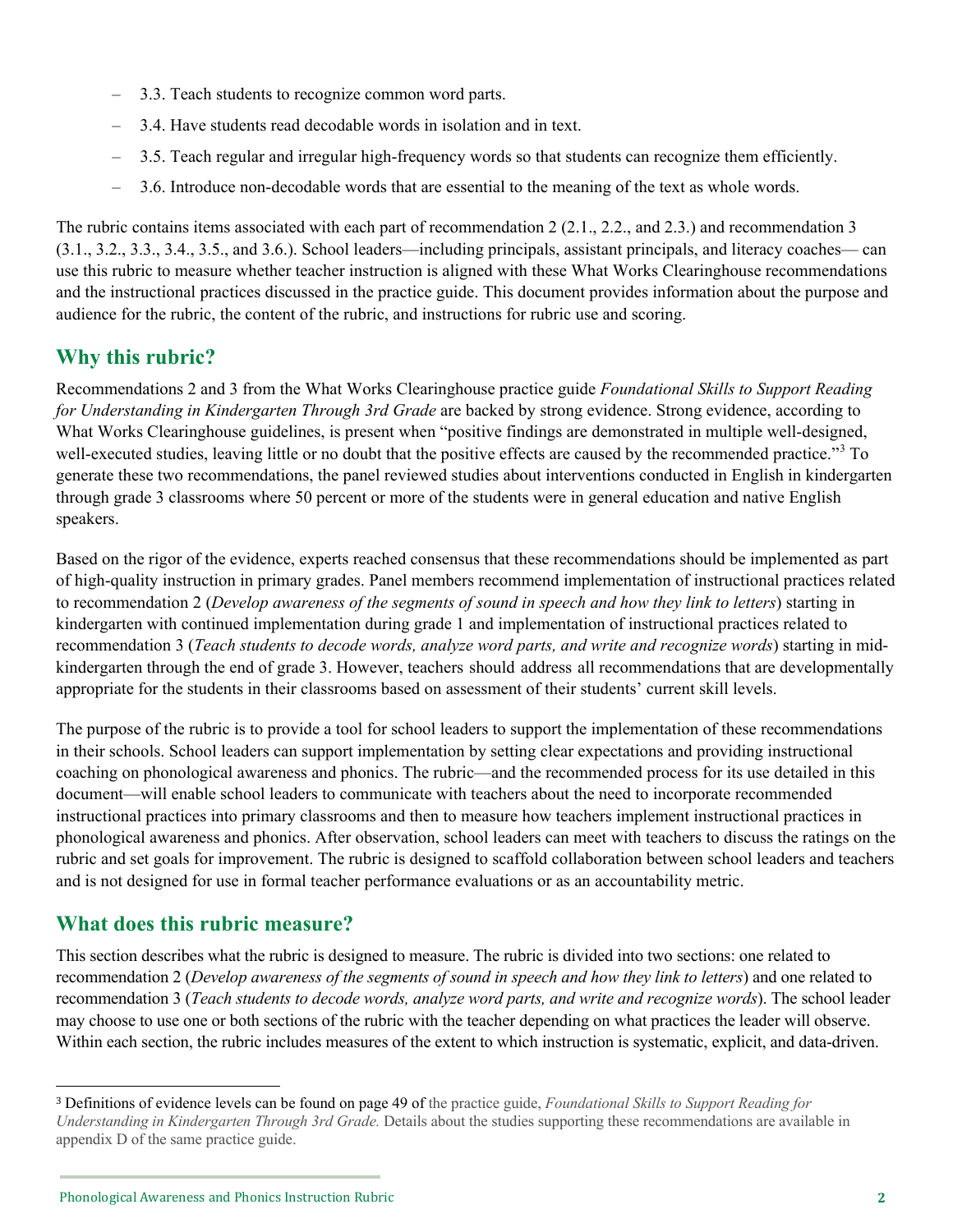– 3.3. Teach students to recognize common word parts.

– 3.4. Have students read decodable words in isolation and in text.

– 3.5. Teach regular and irregular high-frequency words so that students can recognize them efficiently.

– 3.6. Introduce non-decodable words that are essential to the meaning of the text as whole words.

The rubric contains items associated with each part of recommendation 2 (2.1., 2.2., and 2.3.) and recommendation 3 (3.1., 3.2., 3.3., 3.4., 3.5., and 3.6.). School leaders—including principals, assistant principals, and literacy coaches— can use this rubric to measure whether teacher instruction is aligned with these What Works Clearinghouse recommendations and the instructional practices discussed in the practice guide. This document provides information about the purpose and audience for the rubric, the content of the rubric, and instructions for rubric use and scoring.

## Why this rubric?

Recommendations 2 and 3 from the What Works Clearinghouse practice guide *Foundational Skills to Support Reading for Understanding in Kindergarten Through 3rd Grade* are backed by strong evidence. Strong evidence, according to What Works Clearinghouse guidelines, is present when "positive findings are demonstrated in multiple well-designed, well-executed studies, leaving little or no doubt that the positive effects are caused by the recommended practice."[3] To generate these two recommendations, the panel reviewed studies about interventions conducted in English in kindergarten through grade 3 classrooms where 50 percent or more of the students were in general education and native English speakers.

Based on the rigor of the evidence, experts reached consensus that these recommendations should be implemented as part of high-quality instruction in primary grades. Panel members recommend implementation of instructional practices related to recommendation 2 (*Develop awareness of the segments of sound in speech and how they link to letters*) starting in kindergarten with continued implementation during grade 1 and implementation of instructional practices related to recommendation 3 (*Teach students to decode words, analyze word parts, and write and recognize words*) starting in mid-kindergarten through the end of grade 3. However, teachers should address all recommendations that are developmentally appropriate for the students in their classrooms based on assessment of their students' current skill levels.

The purpose of the rubric is to provide a tool for school leaders to support the implementation of these recommendations in their schools. School leaders can support implementation by setting clear expectations and providing instructional coaching on phonological awareness and phonics. The rubric—and the recommended process for its use detailed in this document—will enable school leaders to communicate with teachers about the need to incorporate recommended instructional practices into primary classrooms and then to measure how teachers implement instructional practices in phonological awareness and phonics. After observation, school leaders can meet with teachers to discuss the ratings on the rubric and set goals for improvement. The rubric is designed to scaffold collaboration between school leaders and teachers and is not designed for use in formal teacher performance evaluations or as an accountability metric.

## What does this rubric measure?

This section describes what the rubric is designed to measure. The rubric is divided into two sections: one related to recommendation 2 (*Develop awareness of the segments of sound in speech and how they link to letters*) and one related to recommendation 3 (*Teach students to decode words, analyze word parts, and write and recognize words*). The school leader may choose to use one or both sections of the rubric with the teacher depending on what practices the leader will observe. Within each section, the rubric includes measures of the extent to which instruction is systematic, explicit, and data-driven.

---

[3] Definitions of evidence levels can be found on page 49 of the practice guide, *Foundational Skills to Support Reading for Understanding in Kindergarten Through 3rd Grade.* Details about the studies supporting these recommendations are available in appendix D of the same practice guide.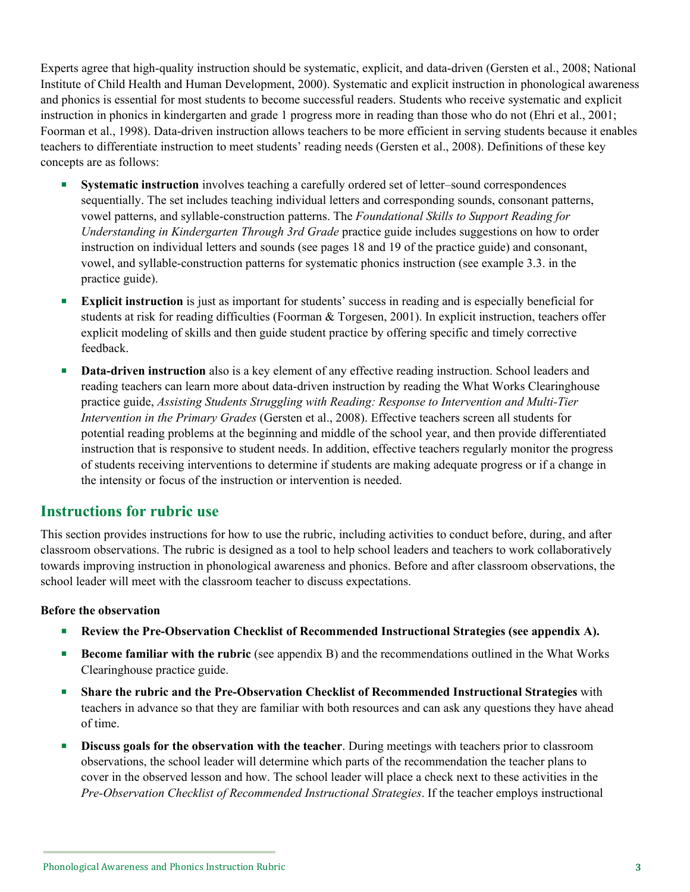Experts agree that high-quality instruction should be systematic, explicit, and data-driven (Gersten et al., 2008; National Institute of Child Health and Human Development, 2000). Systematic and explicit instruction in phonological awareness and phonics is essential for most students to become successful readers. Students who receive systematic and explicit instruction in phonics in kindergarten and grade 1 progress more in reading than those who do not (Ehri et al., 2001; Foorman et al., 1998). Data-driven instruction allows teachers to be more efficient in serving students because it enables teachers to differentiate instruction to meet students' reading needs (Gersten et al., 2008). Definitions of these key concepts are as follows:

- **Systematic instruction** involves teaching a carefully ordered set of letter–sound correspondences sequentially. The set includes teaching individual letters and corresponding sounds, consonant patterns, vowel patterns, and syllable-construction patterns. The *Foundational Skills to Support Reading for Understanding in Kindergarten Through 3rd Grade* practice guide includes suggestions on how to order instruction on individual letters and sounds (see pages 18 and 19 of the practice guide) and consonant, vowel, and syllable-construction patterns for systematic phonics instruction (see example 3.3. in the practice guide).
- **Explicit instruction** is just as important for students' success in reading and is especially beneficial for students at risk for reading difficulties (Foorman & Torgesen, 2001). In explicit instruction, teachers offer explicit modeling of skills and then guide student practice by offering specific and timely corrective feedback.
- **Data-driven instruction** also is a key element of any effective reading instruction. School leaders and reading teachers can learn more about data-driven instruction by reading the What Works Clearinghouse practice guide, *Assisting Students Struggling with Reading: Response to Intervention and Multi-Tier Intervention in the Primary Grades* (Gersten et al., 2008). Effective teachers screen all students for potential reading problems at the beginning and middle of the school year, and then provide differentiated instruction that is responsive to student needs. In addition, effective teachers regularly monitor the progress of students receiving interventions to determine if students are making adequate progress or if a change in the intensity or focus of the instruction or intervention is needed.

## Instructions for rubric use

This section provides instructions for how to use the rubric, including activities to conduct before, during, and after classroom observations. The rubric is designed as a tool to help school leaders and teachers to work collaboratively towards improving instruction in phonological awareness and phonics. Before and after classroom observations, the school leader will meet with the classroom teacher to discuss expectations.

**Before the observation**

- **Review the Pre-Observation Checklist of Recommended Instructional Strategies (see appendix A).**
- **Become familiar with the rubric** (see appendix B) and the recommendations outlined in the What Works Clearinghouse practice guide.
- **Share the rubric and the Pre-Observation Checklist of Recommended Instructional Strategies** with teachers in advance so that they are familiar with both resources and can ask any questions they have ahead of time.
- **Discuss goals for the observation with the teacher**. During meetings with teachers prior to classroom observations, the school leader will determine which parts of the recommendation the teacher plans to cover in the observed lesson and how. The school leader will place a check next to these activities in the *Pre-Observation Checklist of Recommended Instructional Strategies*. If the teacher employs instructional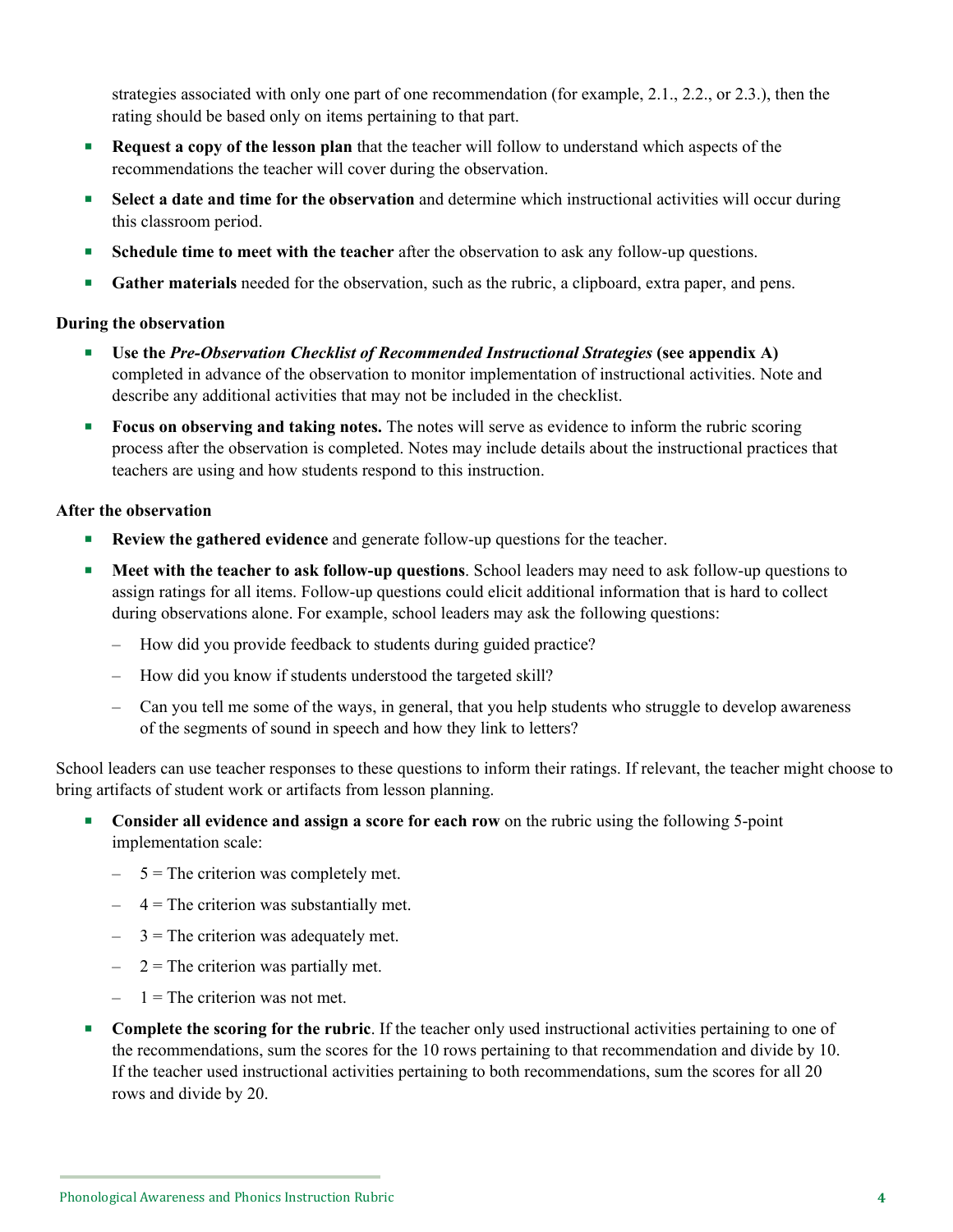strategies associated with only one part of one recommendation (for example, 2.1., 2.2., or 2.3.), then the rating should be based only on items pertaining to that part.

- **Request a copy of the lesson plan** that the teacher will follow to understand which aspects of the recommendations the teacher will cover during the observation.
- **Select a date and time for the observation** and determine which instructional activities will occur during this classroom period.
- **Schedule time to meet with the teacher** after the observation to ask any follow-up questions.
- **Gather materials** needed for the observation, such as the rubric, a clipboard, extra paper, and pens.

**During the observation**

- **Use the *Pre-Observation Checklist of Recommended Instructional Strategies* (see appendix A)** completed in advance of the observation to monitor implementation of instructional activities. Note and describe any additional activities that may not be included in the checklist.
- **Focus on observing and taking notes.** The notes will serve as evidence to inform the rubric scoring process after the observation is completed. Notes may include details about the instructional practices that teachers are using and how students respond to this instruction.

**After the observation**

- **Review the gathered evidence** and generate follow-up questions for the teacher.
- **Meet with the teacher to ask follow-up questions**. School leaders may need to ask follow-up questions to assign ratings for all items. Follow-up questions could elicit additional information that is hard to collect during observations alone. For example, school leaders may ask the following questions:
  - How did you provide feedback to students during guided practice?
  - How did you know if students understood the targeted skill?
  - Can you tell me some of the ways, in general, that you help students who struggle to develop awareness of the segments of sound in speech and how they link to letters?

School leaders can use teacher responses to these questions to inform their ratings. If relevant, the teacher might choose to bring artifacts of student work or artifacts from lesson planning.

- **Consider all evidence and assign a score for each row** on the rubric using the following 5-point implementation scale:
  - 5 = The criterion was completely met.
  - 4 = The criterion was substantially met.
  - 3 = The criterion was adequately met.
  - 2 = The criterion was partially met.
  - 1 = The criterion was not met.
- **Complete the scoring for the rubric**. If the teacher only used instructional activities pertaining to one of the recommendations, sum the scores for the 10 rows pertaining to that recommendation and divide by 10. If the teacher used instructional activities pertaining to both recommendations, sum the scores for all 20 rows and divide by 20.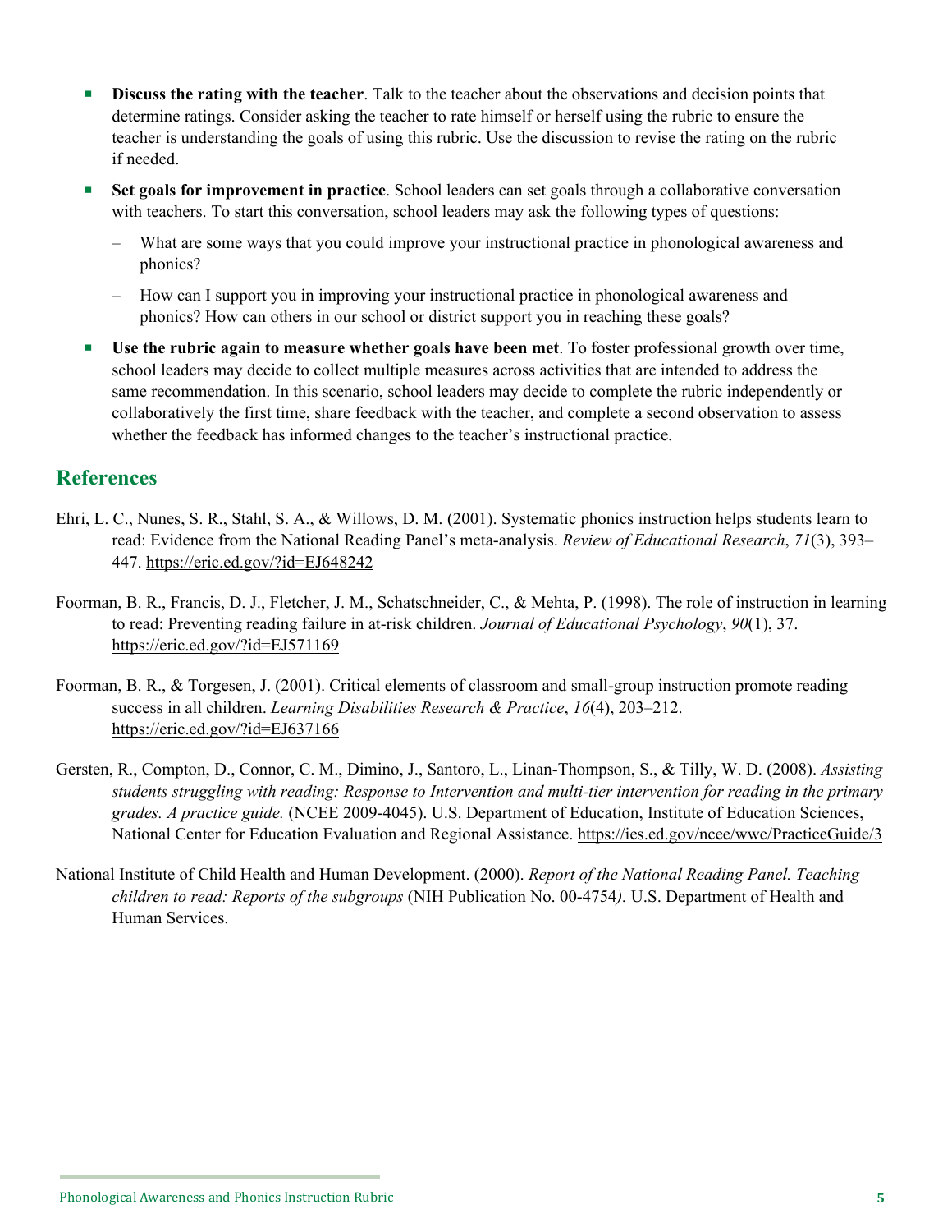- **Discuss the rating with the teacher**. Talk to the teacher about the observations and decision points that determine ratings. Consider asking the teacher to rate himself or herself using the rubric to ensure the teacher is understanding the goals of using this rubric. Use the discussion to revise the rating on the rubric if needed.
- **Set goals for improvement in practice**. School leaders can set goals through a collaborative conversation with teachers. To start this conversation, school leaders may ask the following types of questions:
  - What are some ways that you could improve your instructional practice in phonological awareness and phonics?
  - How can I support you in improving your instructional practice in phonological awareness and phonics? How can others in our school or district support you in reaching these goals?
- **Use the rubric again to measure whether goals have been met**. To foster professional growth over time, school leaders may decide to collect multiple measures across activities that are intended to address the same recommendation. In this scenario, school leaders may decide to complete the rubric independently or collaboratively the first time, share feedback with the teacher, and complete a second observation to assess whether the feedback has informed changes to the teacher's instructional practice.

## References

Ehri, L. C., Nunes, S. R., Stahl, S. A., & Willows, D. M. (2001). Systematic phonics instruction helps students learn to read: Evidence from the National Reading Panel's meta-analysis. *Review of Educational Research*, *71*(3), 393–447. https://eric.ed.gov/?id=EJ648242

Foorman, B. R., Francis, D. J., Fletcher, J. M., Schatschneider, C., & Mehta, P. (1998). The role of instruction in learning to read: Preventing reading failure in at-risk children. *Journal of Educational Psychology*, *90*(1), 37. https://eric.ed.gov/?id=EJ571169

Foorman, B. R., & Torgesen, J. (2001). Critical elements of classroom and small-group instruction promote reading success in all children. *Learning Disabilities Research & Practice*, *16*(4), 203–212. https://eric.ed.gov/?id=EJ637166

Gersten, R., Compton, D., Connor, C. M., Dimino, J., Santoro, L., Linan-Thompson, S., & Tilly, W. D. (2008). *Assisting students struggling with reading: Response to Intervention and multi-tier intervention for reading in the primary grades. A practice guide.* (NCEE 2009-4045). U.S. Department of Education, Institute of Education Sciences, National Center for Education Evaluation and Regional Assistance. https://ies.ed.gov/ncee/wwc/PracticeGuide/3

National Institute of Child Health and Human Development. (2000). *Report of the National Reading Panel. Teaching children to read: Reports of the subgroups* (NIH Publication No. 00-4754*).* U.S. Department of Health and Human Services.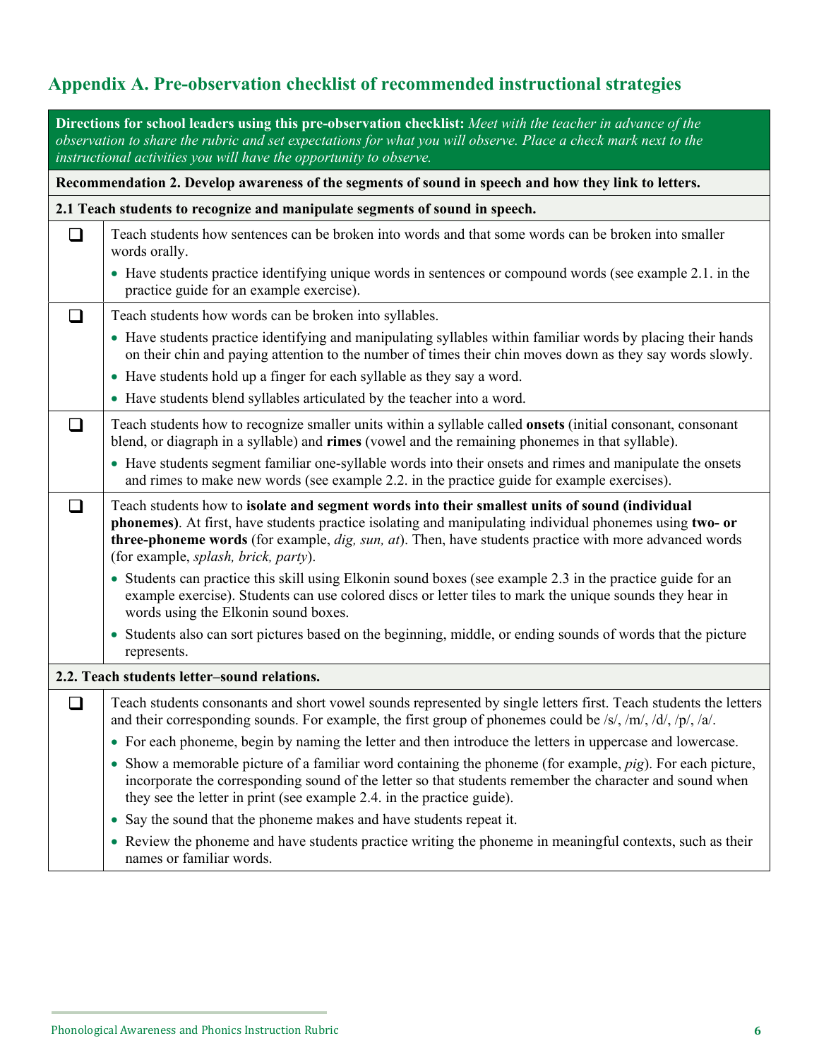## Appendix A. Pre-observation checklist of recommended instructional strategies

**Directions for school leaders using this pre-observation checklist:** *Meet with the teacher in advance of the observation to share the rubric and set expectations for what you will observe. Place a check mark next to the instructional activities you will have the opportunity to observe.*

**Recommendation 2. Develop awareness of the segments of sound in speech and how they link to letters.**

**2.1 Teach students to recognize and manipulate segments of sound in speech.**

| | |
|---|---|
| ❑ | Teach students how sentences can be broken into words and that some words can be broken into smaller words orally.<br>• Have students practice identifying unique words in sentences or compound words (see example 2.1. in the practice guide for an example exercise). |
| ❑ | Teach students how words can be broken into syllables.<br>• Have students practice identifying and manipulating syllables within familiar words by placing their hands on their chin and paying attention to the number of times their chin moves down as they say words slowly.<br>• Have students hold up a finger for each syllable as they say a word.<br>• Have students blend syllables articulated by the teacher into a word. |
| ❑ | Teach students how to recognize smaller units within a syllable called **onsets** (initial consonant, consonant blend, or diagraph in a syllable) and **rimes** (vowel and the remaining phonemes in that syllable).<br>• Have students segment familiar one-syllable words into their onsets and rimes and manipulate the onsets and rimes to make new words (see example 2.2. in the practice guide for example exercises). |
| ❑ | Teach students how to **isolate and segment words into their smallest units of sound (individual phonemes)**. At first, have students practice isolating and manipulating individual phonemes using **two- or three-phoneme words** (for example, *dig, sun, at*). Then, have students practice with more advanced words (for example, *splash, brick, party*).<br>• Students can practice this skill using Elkonin sound boxes (see example 2.3 in the practice guide for an example exercise). Students can use colored discs or letter tiles to mark the unique sounds they hear in words using the Elkonin sound boxes.<br>• Students also can sort pictures based on the beginning, middle, or ending sounds of words that the picture represents. |

**2.2. Teach students letter–sound relations.**

| | |
|---|---|
| ❑ | Teach students consonants and short vowel sounds represented by single letters first. Teach students the letters and their corresponding sounds. For example, the first group of phonemes could be /s/, /m/, /d/, /p/, /a/.<br>• For each phoneme, begin by naming the letter and then introduce the letters in uppercase and lowercase.<br>• Show a memorable picture of a familiar word containing the phoneme (for example, *pig*). For each picture, incorporate the corresponding sound of the letter so that students remember the character and sound when they see the letter in print (see example 2.4. in the practice guide).<br>• Say the sound that the phoneme makes and have students repeat it.<br>• Review the phoneme and have students practice writing the phoneme in meaningful contexts, such as their names or familiar words. |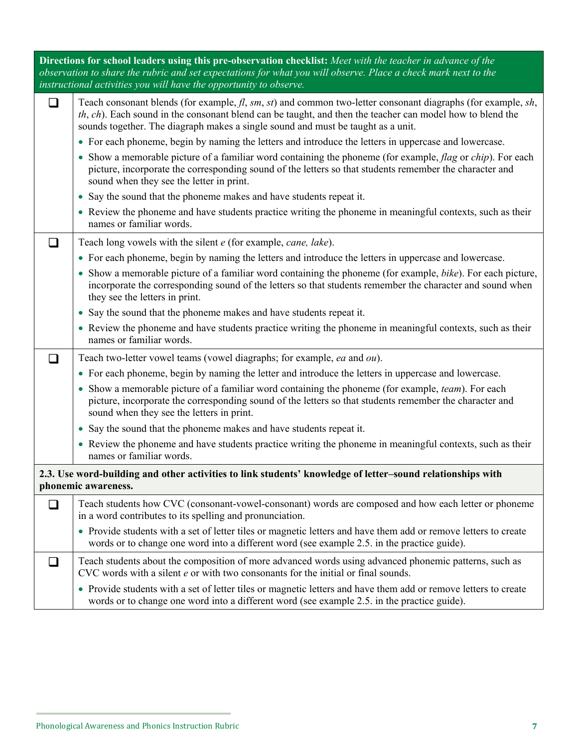**Directions for school leaders using this pre-observation checklist:** *Meet with the teacher in advance of the observation to share the rubric and set expectations for what you will observe. Place a check mark next to the instructional activities you will have the opportunity to observe.*

| | |
|---|---|
| ❑ | Teach consonant blends (for example, *fl*, *sm*, *st*) and common two-letter consonant diagraphs (for example, *sh*, *th*, *ch*). Each sound in the consonant blend can be taught, and then the teacher can model how to blend the sounds together. The diagraph makes a single sound and must be taught as a unit.<br>• For each phoneme, begin by naming the letters and introduce the letters in uppercase and lowercase.<br>• Show a memorable picture of a familiar word containing the phoneme (for example, *flag* or *chip*). For each picture, incorporate the corresponding sound of the letters so that students remember the character and sound when they see the letter in print.<br>• Say the sound that the phoneme makes and have students repeat it.<br>• Review the phoneme and have students practice writing the phoneme in meaningful contexts, such as their names or familiar words. |
| ❑ | Teach long vowels with the silent *e* (for example, *cane, lake*).<br>• For each phoneme, begin by naming the letters and introduce the letters in uppercase and lowercase.<br>• Show a memorable picture of a familiar word containing the phoneme (for example, *bike*). For each picture, incorporate the corresponding sound of the letters so that students remember the character and sound when they see the letters in print.<br>• Say the sound that the phoneme makes and have students repeat it.<br>• Review the phoneme and have students practice writing the phoneme in meaningful contexts, such as their names or familiar words. |
| ❑ | Teach two-letter vowel teams (vowel diagraphs; for example, *ea* and *ou*).<br>• For each phoneme, begin by naming the letter and introduce the letters in uppercase and lowercase.<br>• Show a memorable picture of a familiar word containing the phoneme (for example, *team*). For each picture, incorporate the corresponding sound of the letters so that students remember the character and sound when they see the letters in print.<br>• Say the sound that the phoneme makes and have students repeat it.<br>• Review the phoneme and have students practice writing the phoneme in meaningful contexts, such as their names or familiar words. |
| **2.3. Use word-building and other activities to link students' knowledge of letter–sound relationships with phonemic awareness.** | |
| ❑ | Teach students how CVC (consonant-vowel-consonant) words are composed and how each letter or phoneme in a word contributes to its spelling and pronunciation.<br>• Provide students with a set of letter tiles or magnetic letters and have them add or remove letters to create words or to change one word into a different word (see example 2.5. in the practice guide). |
| ❑ | Teach students about the composition of more advanced words using advanced phonemic patterns, such as CVC words with a silent *e* or with two consonants for the initial or final sounds.<br>• Provide students with a set of letter tiles or magnetic letters and have them add or remove letters to create words or to change one word into a different word (see example 2.5. in the practice guide). |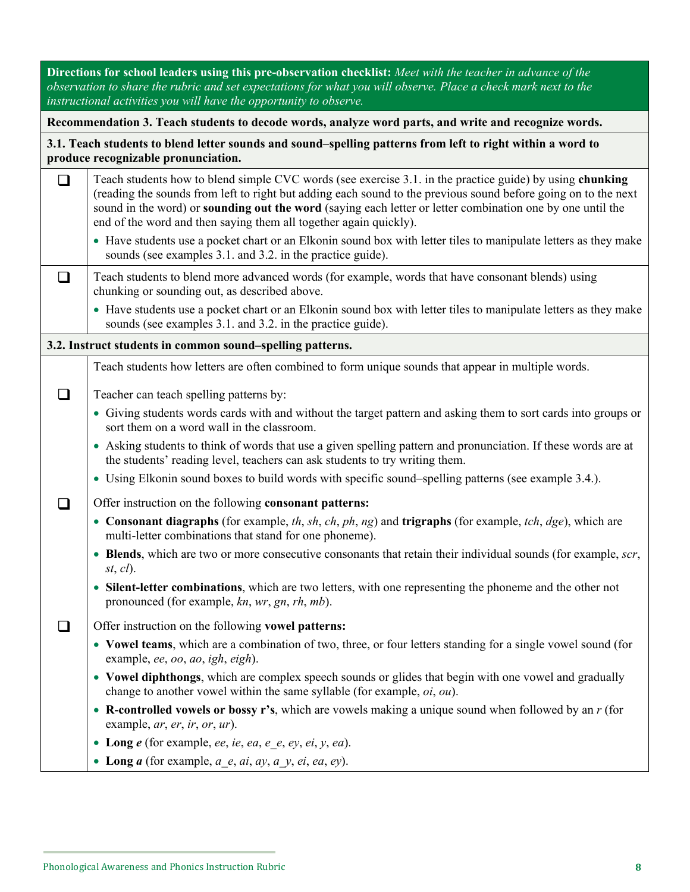**Directions for school leaders using this pre-observation checklist:** *Meet with the teacher in advance of the observation to share the rubric and set expectations for what you will observe. Place a check mark next to the instructional activities you will have the opportunity to observe.*

**Recommendation 3. Teach students to decode words, analyze word parts, and write and recognize words.**

**3.1. Teach students to blend letter sounds and sound–spelling patterns from left to right within a word to produce recognizable pronunciation.**

❑ Teach students how to blend simple CVC words (see exercise 3.1. in the practice guide) by using **chunking** (reading the sounds from left to right but adding each sound to the previous sound before going on to the next sound in the word) or **sounding out the word** (saying each letter or letter combination one by one until the end of the word and then saying them all together again quickly).

- Have students use a pocket chart or an Elkonin sound box with letter tiles to manipulate letters as they make sounds (see examples 3.1. and 3.2. in the practice guide).

❑ Teach students to blend more advanced words (for example, words that have consonant blends) using chunking or sounding out, as described above.

- Have students use a pocket chart or an Elkonin sound box with letter tiles to manipulate letters as they make sounds (see examples 3.1. and 3.2. in the practice guide).

**3.2. Instruct students in common sound–spelling patterns.**

Teach students how letters are often combined to form unique sounds that appear in multiple words.

❑ Teacher can teach spelling patterns by:

- Giving students words cards with and without the target pattern and asking them to sort cards into groups or sort them on a word wall in the classroom.
- Asking students to think of words that use a given spelling pattern and pronunciation. If these words are at the students' reading level, teachers can ask students to try writing them.
- Using Elkonin sound boxes to build words with specific sound–spelling patterns (see example 3.4.).

❑ Offer instruction on the following **consonant patterns:**

- **Consonant diagraphs** (for example, *th*, *sh*, *ch*, *ph*, *ng*) and **trigraphs** (for example, *tch*, *dge*), which are multi-letter combinations that stand for one phoneme).
- **Blends**, which are two or more consecutive consonants that retain their individual sounds (for example, *scr*, *st*, *cl*).
- **Silent-letter combinations**, which are two letters, with one representing the phoneme and the other not pronounced (for example, *kn*, *wr*, *gn*, *rh*, *mb*).

❑ Offer instruction on the following **vowel patterns:**

- **Vowel teams**, which are a combination of two, three, or four letters standing for a single vowel sound (for example, *ee*, *oo*, *ao*, *igh*, *eigh*).
- **Vowel diphthongs**, which are complex speech sounds or glides that begin with one vowel and gradually change to another vowel within the same syllable (for example, *oi*, *ou*).
- **R-controlled vowels or bossy r's**, which are vowels making a unique sound when followed by an *r* (for example, *ar*, *er*, *ir*, *or*, *ur*).
- **Long *e*** (for example, *ee*, *ie*, *ea*, *e_e*, *ey*, *ei*, *y*, *ea*).
- **Long *a*** (for example, *a_e*, *ai*, *ay*, *a_y*, *ei*, *ea*, *ey*).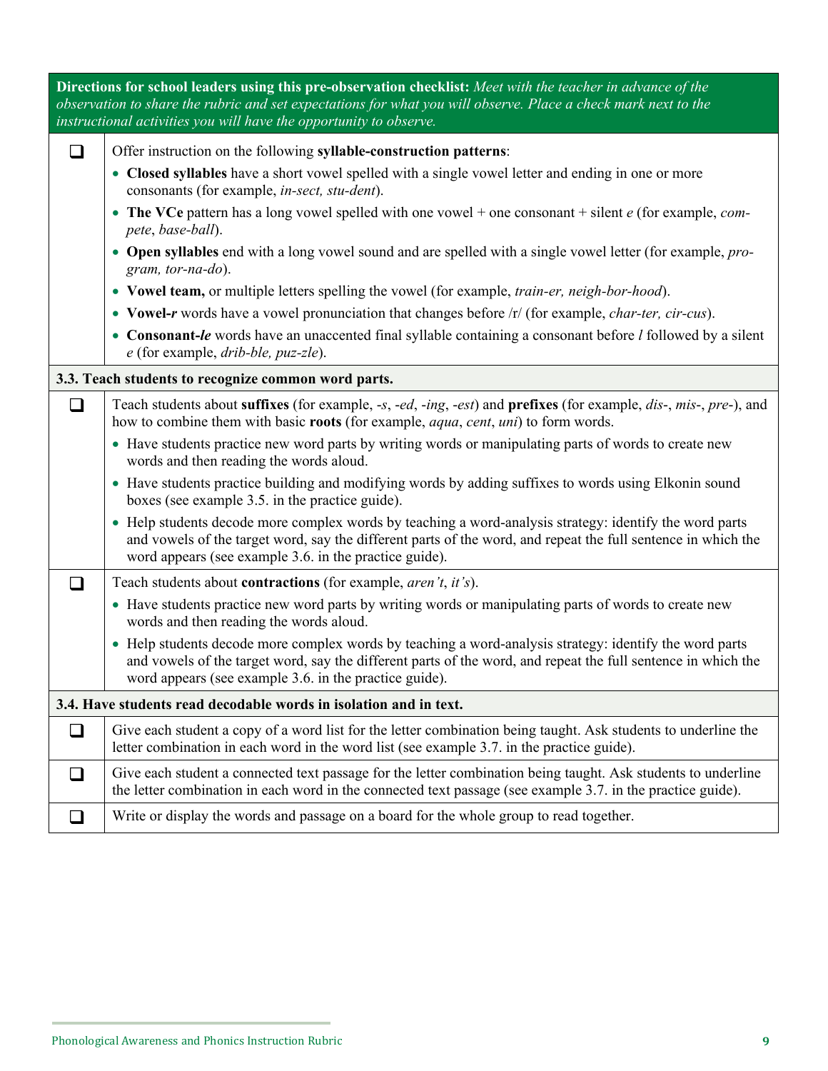| | **Directions for school leaders using this pre-observation checklist:** *Meet with the teacher in advance of the observation to share the rubric and set expectations for what you will observe. Place a check mark next to the instructional activities you will have the opportunity to observe.* |
|---|---|
| ❑ | Offer instruction on the following **syllable-construction patterns**:<br>• **Closed syllables** have a short vowel spelled with a single vowel letter and ending in one or more consonants (for example, *in-sect, stu-dent*).<br>• **The VCe** pattern has a long vowel spelled with one vowel + one consonant + silent *e* (for example, *com-pete*, *base-ball*).<br>• **Open syllables** end with a long vowel sound and are spelled with a single vowel letter (for example, *pro-gram, tor-na-do*).<br>• **Vowel team,** or multiple letters spelling the vowel (for example, *train-er, neigh-bor-hood*).<br>• **Vowel-*r*** words have a vowel pronunciation that changes before /r/ (for example, *char-ter, cir-cus*).<br>• **Consonant-*le*** words have an unaccented final syllable containing a consonant before *l* followed by a silent *e* (for example, *drib-ble, puz-zle*). |
| **3.3. Teach students to recognize common word parts.** | |
| ❑ | Teach students about **suffixes** (for example, *-s*, *-ed*, *-ing*, *-est*) and **prefixes** (for example, *dis-*, *mis-*, *pre-*), and how to combine them with basic **roots** (for example, *aqua*, *cent*, *uni*) to form words.<br>• Have students practice new word parts by writing words or manipulating parts of words to create new words and then reading the words aloud.<br>• Have students practice building and modifying words by adding suffixes to words using Elkonin sound boxes (see example 3.5. in the practice guide).<br>• Help students decode more complex words by teaching a word-analysis strategy: identify the word parts and vowels of the target word, say the different parts of the word, and repeat the full sentence in which the word appears (see example 3.6. in the practice guide). |
| ❑ | Teach students about **contractions** (for example, *aren't*, *it's*).<br>• Have students practice new word parts by writing words or manipulating parts of words to create new words and then reading the words aloud.<br>• Help students decode more complex words by teaching a word-analysis strategy: identify the word parts and vowels of the target word, say the different parts of the word, and repeat the full sentence in which the word appears (see example 3.6. in the practice guide). |
| **3.4. Have students read decodable words in isolation and in text.** | |
| ❑ | Give each student a copy of a word list for the letter combination being taught. Ask students to underline the letter combination in each word in the word list (see example 3.7. in the practice guide). |
| ❑ | Give each student a connected text passage for the letter combination being taught. Ask students to underline the letter combination in each word in the connected text passage (see example 3.7. in the practice guide). |
| ❑ | Write or display the words and passage on a board for the whole group to read together. |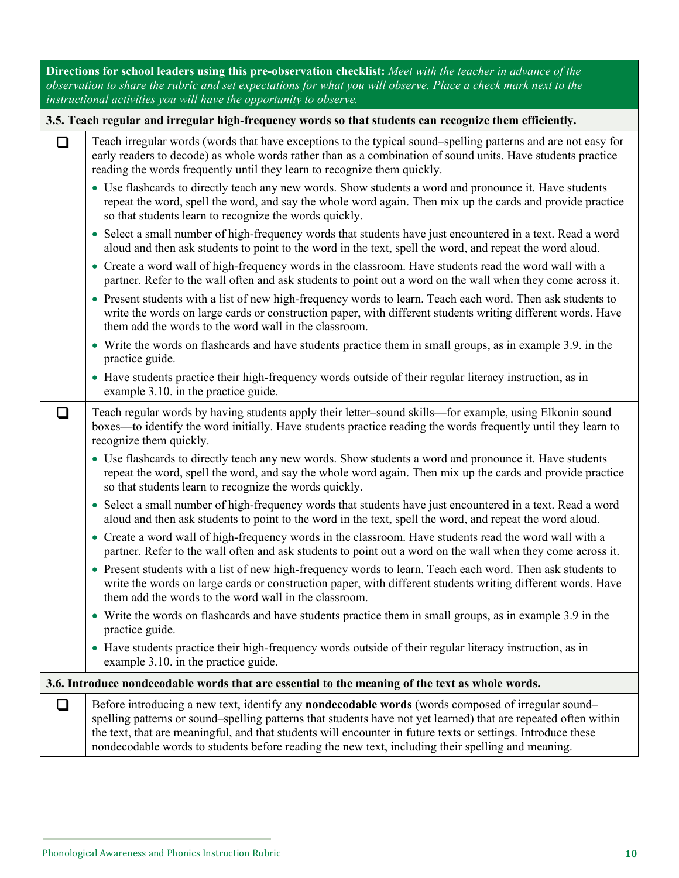**Directions for school leaders using this pre-observation checklist:** *Meet with the teacher in advance of the observation to share the rubric and set expectations for what you will observe. Place a check mark next to the instructional activities you will have the opportunity to observe.*

**3.5. Teach regular and irregular high-frequency words so that students can recognize them efficiently.**

- [ ] Teach irregular words (words that have exceptions to the typical sound–spelling patterns and are not easy for early readers to decode) as whole words rather than as a combination of sound units. Have students practice reading the words frequently until they learn to recognize them quickly.
    - Use flashcards to directly teach any new words. Show students a word and pronounce it. Have students repeat the word, spell the word, and say the whole word again. Then mix up the cards and provide practice so that students learn to recognize the words quickly.
    - Select a small number of high-frequency words that students have just encountered in a text. Read a word aloud and then ask students to point to the word in the text, spell the word, and repeat the word aloud.
    - Create a word wall of high-frequency words in the classroom. Have students read the word wall with a partner. Refer to the wall often and ask students to point out a word on the wall when they come across it.
    - Present students with a list of new high-frequency words to learn. Teach each word. Then ask students to write the words on large cards or construction paper, with different students writing different words. Have them add the words to the word wall in the classroom.
    - Write the words on flashcards and have students practice them in small groups, as in example 3.9. in the practice guide.
    - Have students practice their high-frequency words outside of their regular literacy instruction, as in example 3.10. in the practice guide.

- [ ] Teach regular words by having students apply their letter–sound skills—for example, using Elkonin sound boxes—to identify the word initially. Have students practice reading the words frequently until they learn to recognize them quickly.
    - Use flashcards to directly teach any new words. Show students a word and pronounce it. Have students repeat the word, spell the word, and say the whole word again. Then mix up the cards and provide practice so that students learn to recognize the words quickly.
    - Select a small number of high-frequency words that students have just encountered in a text. Read a word aloud and then ask students to point to the word in the text, spell the word, and repeat the word aloud.
    - Create a word wall of high-frequency words in the classroom. Have students read the word wall with a partner. Refer to the wall often and ask students to point out a word on the wall when they come across it.
    - Present students with a list of new high-frequency words to learn. Teach each word. Then ask students to write the words on large cards or construction paper, with different students writing different words. Have them add the words to the word wall in the classroom.
    - Write the words on flashcards and have students practice them in small groups, as in example 3.9 in the practice guide.
    - Have students practice their high-frequency words outside of their regular literacy instruction, as in example 3.10. in the practice guide.

**3.6. Introduce nondecodable words that are essential to the meaning of the text as whole words.**

- [ ] Before introducing a new text, identify any **nondecodable words** (words composed of irregular sound–spelling patterns or sound–spelling patterns that students have not yet learned) that are repeated often within the text, that are meaningful, and that students will encounter in future texts or settings. Introduce these nondecodable words to students before reading the new text, including their spelling and meaning.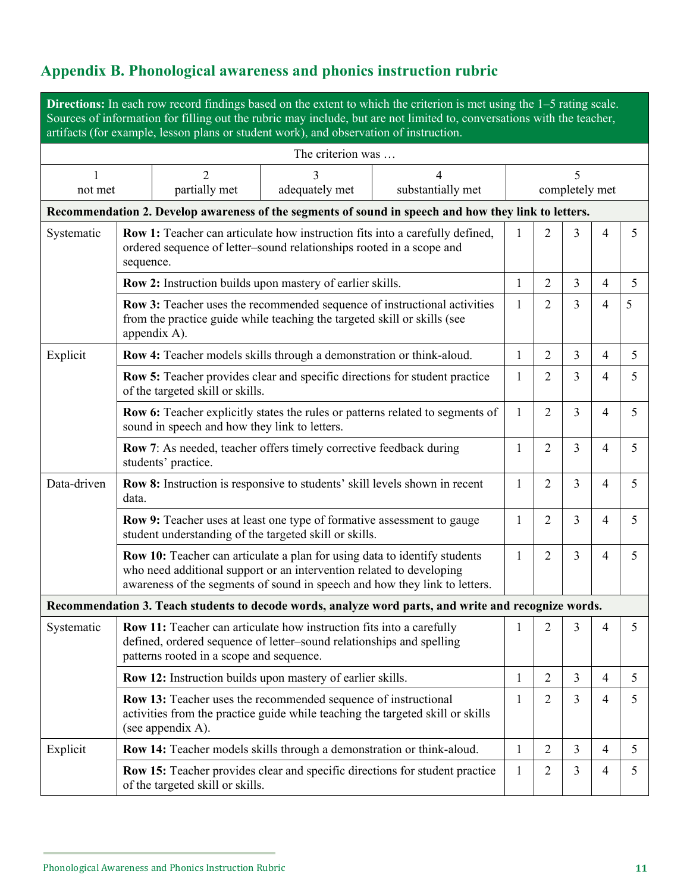## Appendix B. Phonological awareness and phonics instruction rubric

**Directions:** In each row record findings based on the extent to which the criterion is met using the 1–5 rating scale. Sources of information for filling out the rubric may include, but are not limited to, conversations with the teacher, artifacts (for example, lesson plans or student work), and observation of instruction.

The criterion was …

| 1 | 2 | 3 | 4 | 5 |
|---|---|---|---|---|
| not met | partially met | adequately met | substantially met | completely met |

| | Criterion | | | | | |
|---|---|---|---|---|---|---|
| **Recommendation 2. Develop awareness of the segments of sound in speech and how they link to letters.** | | | | | | |
| Systematic | **Row 1:** Teacher can articulate how instruction fits into a carefully defined, ordered sequence of letter–sound relationships rooted in a scope and sequence. | 1 | 2 | 3 | 4 | 5 |
| | **Row 2:** Instruction builds upon mastery of earlier skills. | 1 | 2 | 3 | 4 | 5 |
| | **Row 3:** Teacher uses the recommended sequence of instructional activities from the practice guide while teaching the targeted skill or skills (see appendix A). | 1 | 2 | 3 | 4 | 5 |
| Explicit | **Row 4:** Teacher models skills through a demonstration or think-aloud. | 1 | 2 | 3 | 4 | 5 |
| | **Row 5:** Teacher provides clear and specific directions for student practice of the targeted skill or skills. | 1 | 2 | 3 | 4 | 5 |
| | **Row 6:** Teacher explicitly states the rules or patterns related to segments of sound in speech and how they link to letters. | 1 | 2 | 3 | 4 | 5 |
| | **Row 7**: As needed, teacher offers timely corrective feedback during students' practice. | 1 | 2 | 3 | 4 | 5 |
| Data-driven | **Row 8:** Instruction is responsive to students' skill levels shown in recent data. | 1 | 2 | 3 | 4 | 5 |
| | **Row 9:** Teacher uses at least one type of formative assessment to gauge student understanding of the targeted skill or skills. | 1 | 2 | 3 | 4 | 5 |
| | **Row 10:** Teacher can articulate a plan for using data to identify students who need additional support or an intervention related to developing awareness of the segments of sound in speech and how they link to letters. | 1 | 2 | 3 | 4 | 5 |
| **Recommendation 3. Teach students to decode words, analyze word parts, and write and recognize words.** | | | | | | |
| Systematic | **Row 11:** Teacher can articulate how instruction fits into a carefully defined, ordered sequence of letter–sound relationships and spelling patterns rooted in a scope and sequence. | 1 | 2 | 3 | 4 | 5 |
| | **Row 12:** Instruction builds upon mastery of earlier skills. | 1 | 2 | 3 | 4 | 5 |
| | **Row 13:** Teacher uses the recommended sequence of instructional activities from the practice guide while teaching the targeted skill or skills (see appendix A). | 1 | 2 | 3 | 4 | 5 |
| Explicit | **Row 14:** Teacher models skills through a demonstration or think-aloud. | 1 | 2 | 3 | 4 | 5 |
| | **Row 15:** Teacher provides clear and specific directions for student practice of the targeted skill or skills. | 1 | 2 | 3 | 4 | 5 |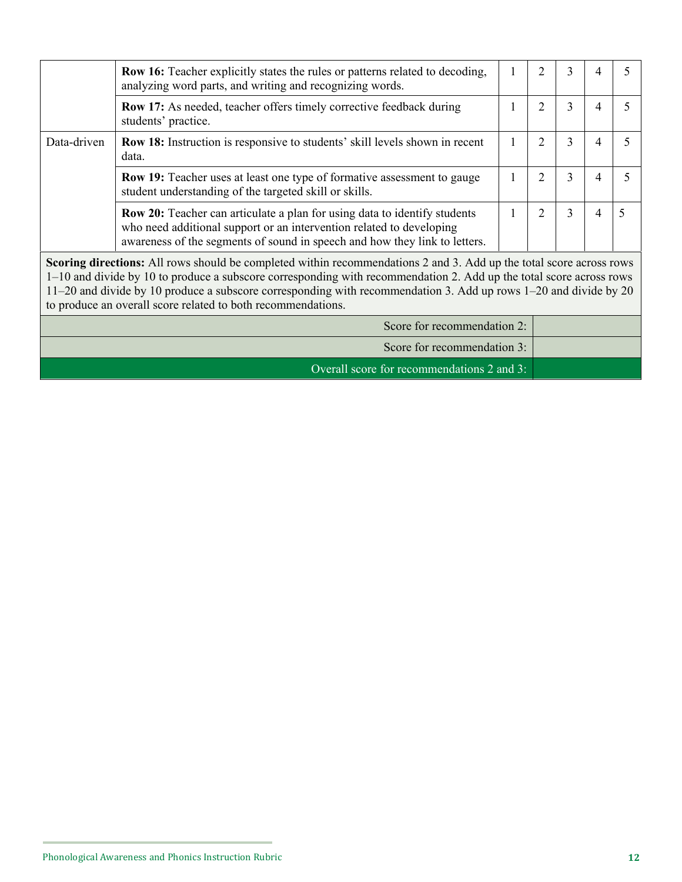| | | | | | | |
|---|---|---|---|---|---|---|
| | **Row 16:** Teacher explicitly states the rules or patterns related to decoding, analyzing word parts, and writing and recognizing words. | 1 | 2 | 3 | 4 | 5 |
| | **Row 17:** As needed, teacher offers timely corrective feedback during students' practice. | 1 | 2 | 3 | 4 | 5 |
| Data-driven | **Row 18:** Instruction is responsive to students' skill levels shown in recent data. | 1 | 2 | 3 | 4 | 5 |
| | **Row 19:** Teacher uses at least one type of formative assessment to gauge student understanding of the targeted skill or skills. | 1 | 2 | 3 | 4 | 5 |
| | **Row 20:** Teacher can articulate a plan for using data to identify students who need additional support or an intervention related to developing awareness of the segments of sound in speech and how they link to letters. | 1 | 2 | 3 | 4 | 5 |

**Scoring directions:** All rows should be completed within recommendations 2 and 3. Add up the total score across rows 1–10 and divide by 10 to produce a subscore corresponding with recommendation 2. Add up the total score across rows 11–20 and divide by 10 produce a subscore corresponding with recommendation 3. Add up rows 1–20 and divide by 20 to produce an overall score related to both recommendations.

| | |
|---|---|
| Score for recommendation 2: | |
| Score for recommendation 3: | |
| Overall score for recommendations 2 and 3: | |